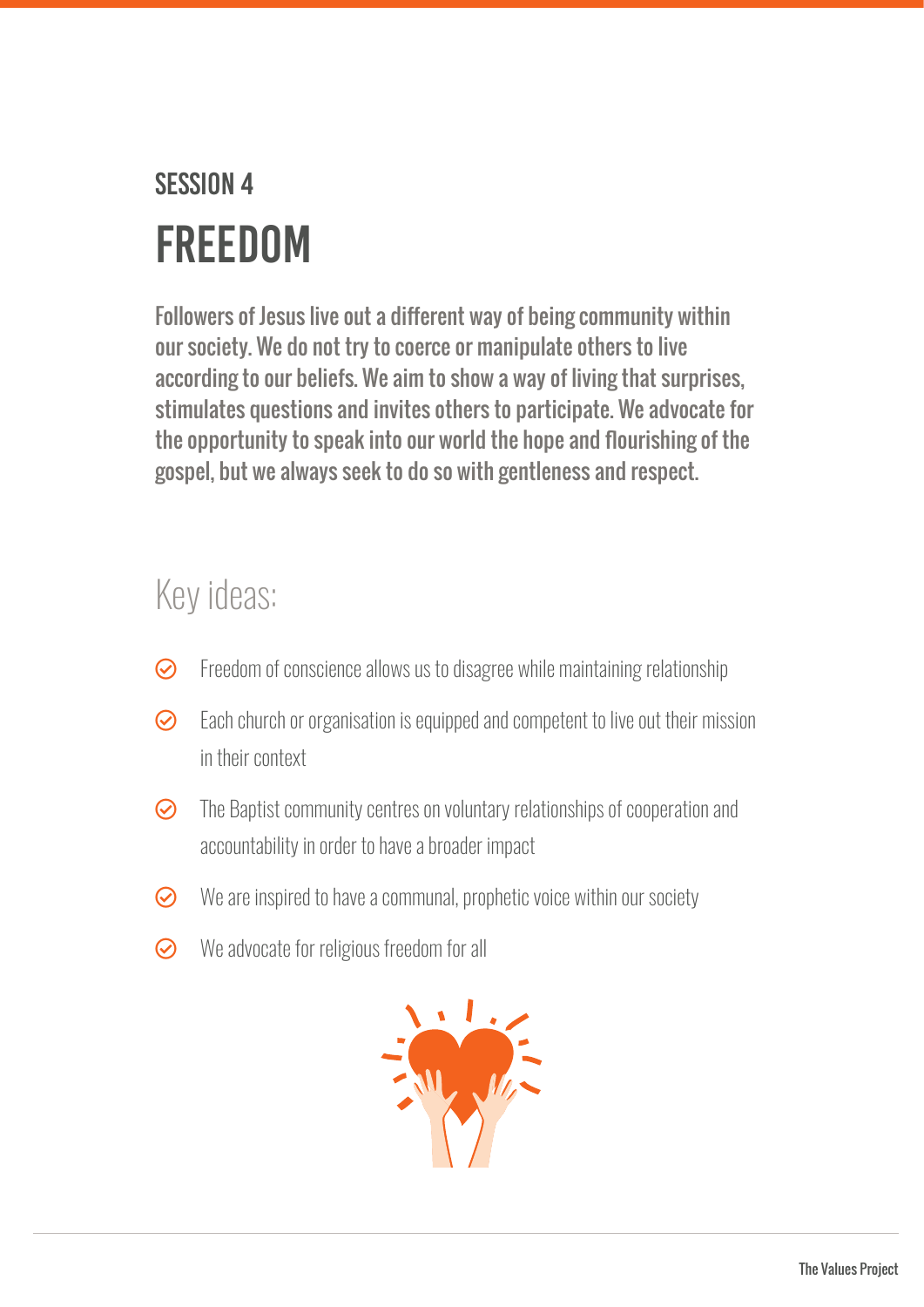## SESSION 4

# FREEDOM

**Followers of Jesus live out a different way of being community within our society. We do not try to coerce or manipulate others to live according to our beliefs. We aim to show a way of living that surprises, stimulates questions and invites others to participate. We advocate for the opportunity to speak into our world the hope and flourishing of the gospel, but we always seek to do so with gentleness and respect.**

## Key ideas:

- Freedom of conscience allows us to disagree while maintaining relationship
- Each church or organisation is equipped and competent to live out their mission in their context
- The Baptist community centres on voluntary relationships of cooperation and accountability in order to have a broader impact
- We are inspired to have a communal, prophetic voice within our society
- We advocate for religious freedom for all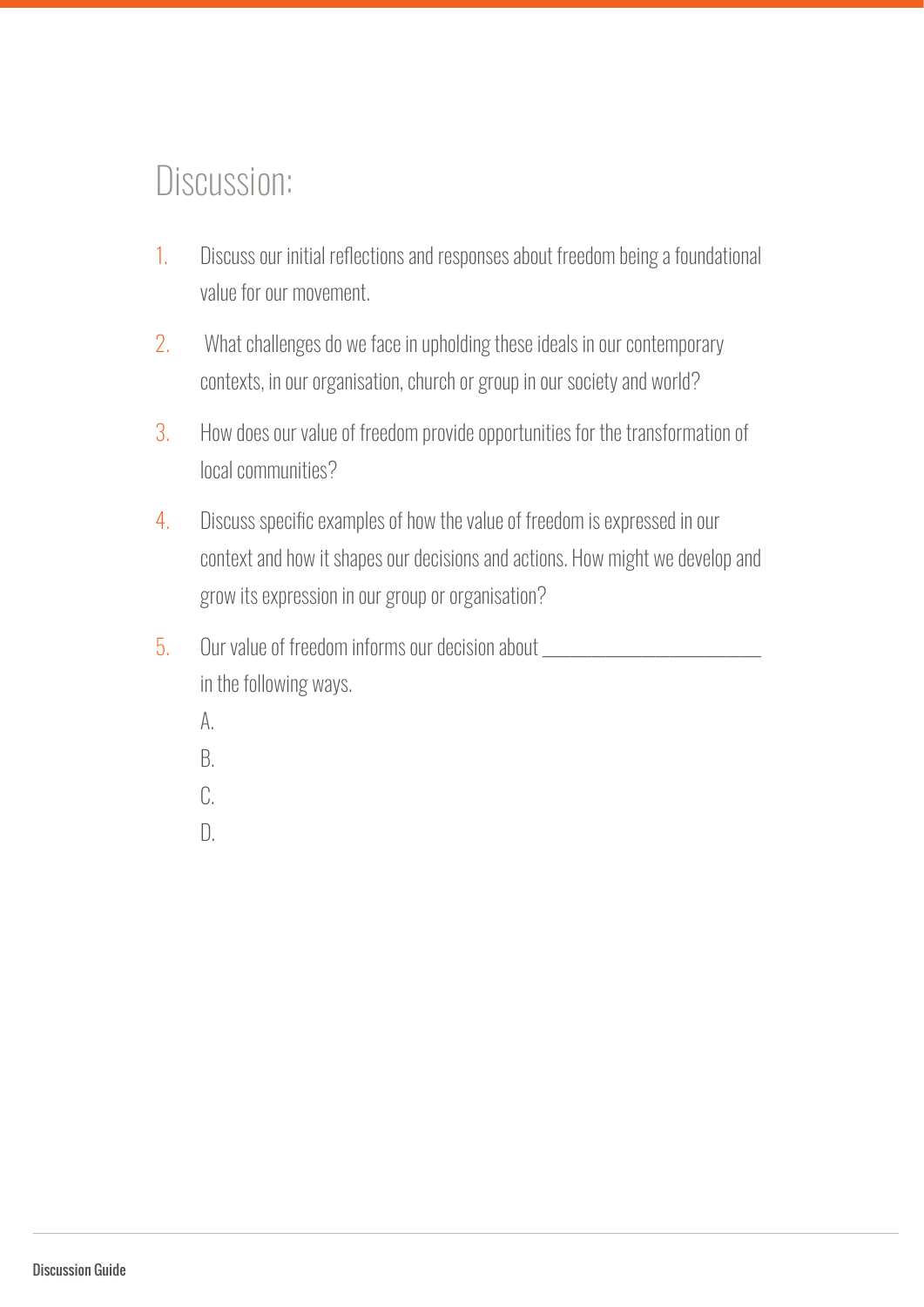## Discussion:

1. Discuss our initial reflections and responses about freedom being a foundational value for our movement.
2. What challenges do we face in upholding these ideals in our contemporary contexts, in our organisation, church or group in our society and world?
3. How does our value of freedom provide opportunities for the transformation of local communities?
4. Discuss specific examples of how the value of freedom is expressed in our context and how it shapes our decisions and actions. How might we develop and grow its expression in our group or organisation?
5. Our value of freedom informs our decision about ______________________________ in the following ways.

   A.

   B.

   C.

   D.